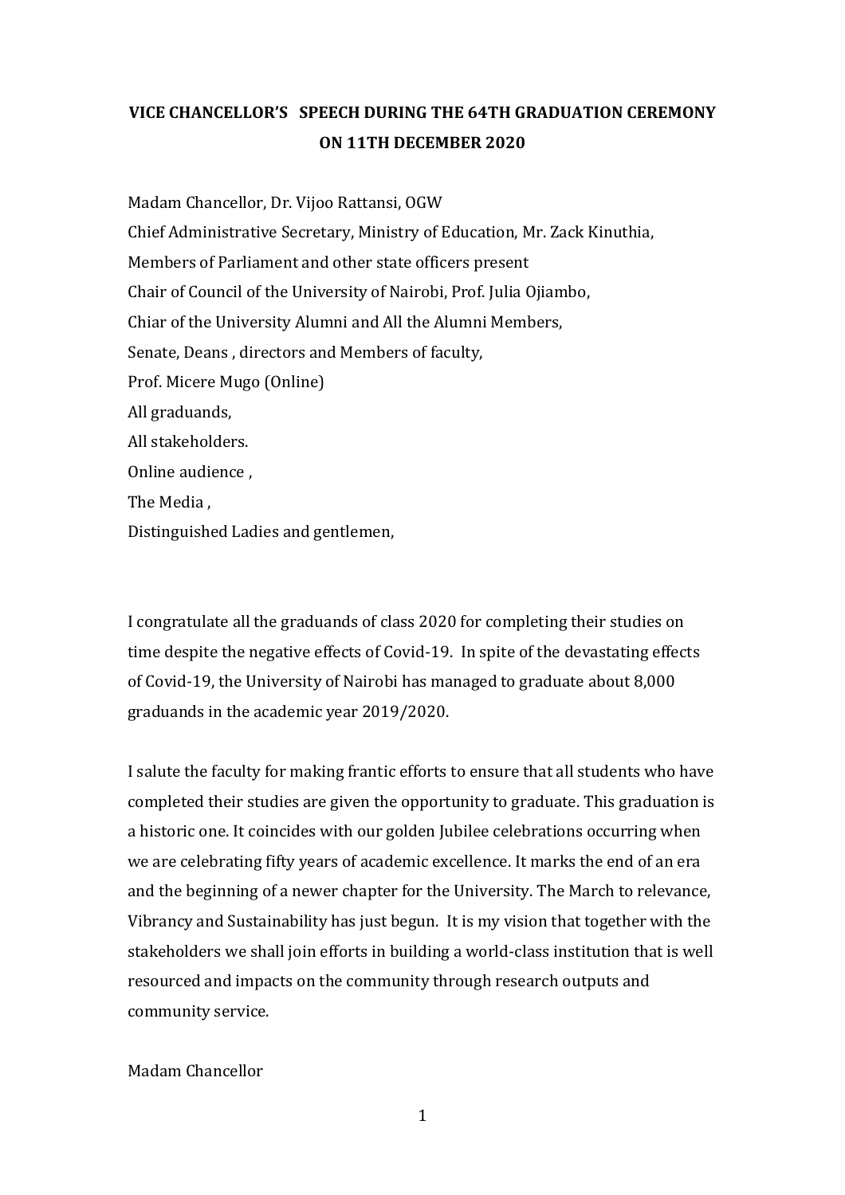# VICE CHANCELLOR'S SPEECH DURING THE 64TH GRADUATION CEREMONY ON 11TH DECEMBER 2020

Madam Chancellor, Dr. Vijoo Rattansi, OGW  
Chief Administrative Secretary, Ministry of Education, Mr. Zack Kinuthia,  
Members of Parliament and other state officers present  
Chair of Council of the University of Nairobi, Prof. Julia Ojiambo,  
Chiar of the University Alumni and All the Alumni Members,  
Senate, Deans , directors and Members of faculty,  
Prof. Micere Mugo (Online)  
All graduands,  
All stakeholders.  
Online audience ,  
The Media ,  
Distinguished Ladies and gentlemen,

I congratulate all the graduands of class 2020 for completing their studies on time despite the negative effects of Covid-19. In spite of the devastating effects of Covid-19, the University of Nairobi has managed to graduate about 8,000 graduands in the academic year 2019/2020.

I salute the faculty for making frantic efforts to ensure that all students who have completed their studies are given the opportunity to graduate. This graduation is a historic one. It coincides with our golden Jubilee celebrations occurring when we are celebrating fifty years of academic excellence. It marks the end of an era and the beginning of a newer chapter for the University. The March to relevance, Vibrancy and Sustainability has just begun. It is my vision that together with the stakeholders we shall join efforts in building a world-class institution that is well resourced and impacts on the community through research outputs and community service.

Madam Chancellor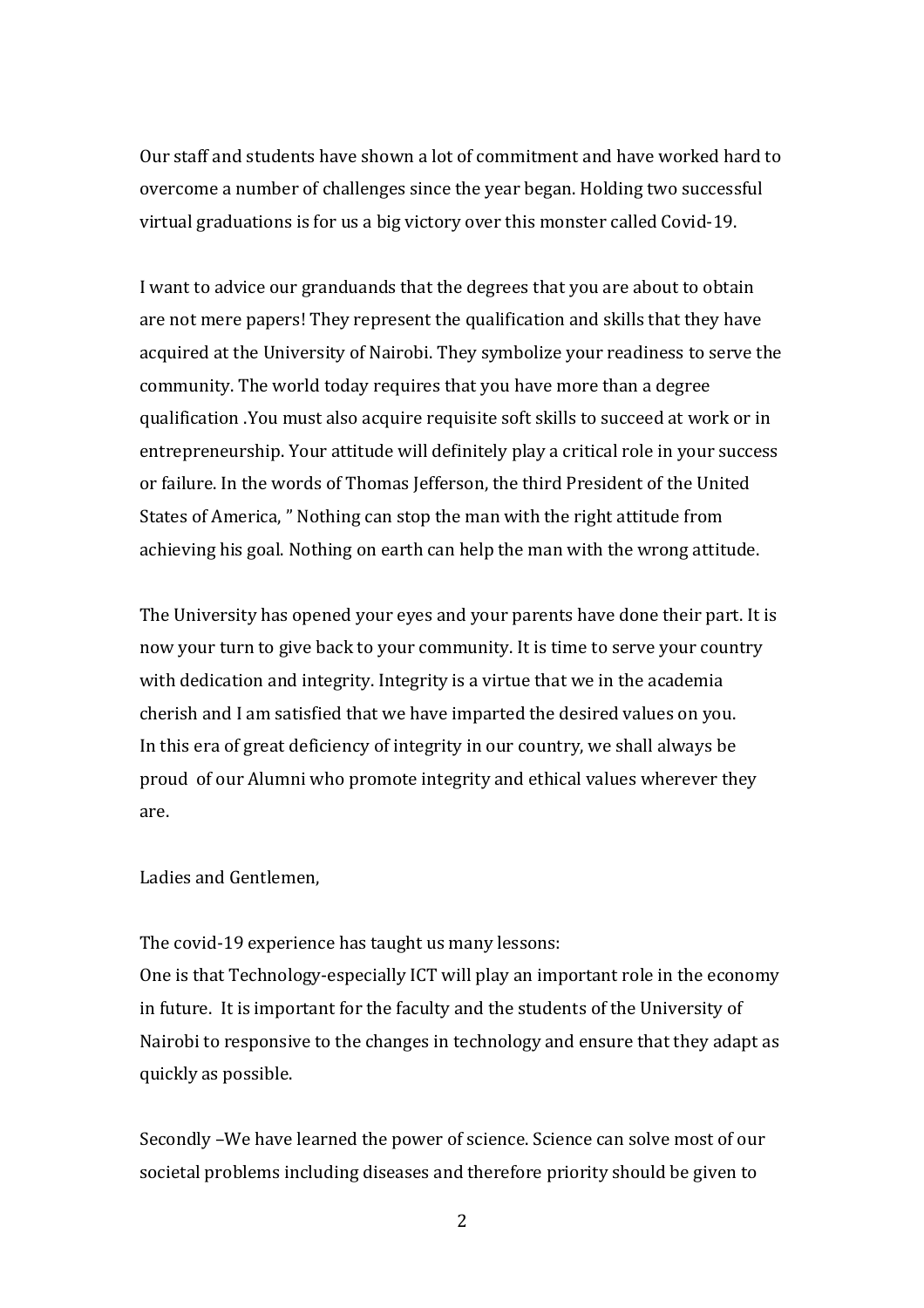Our staff and students have shown a lot of commitment and have worked hard to overcome a number of challenges since the year began. Holding two successful virtual graduations is for us a big victory over this monster called Covid-19.

I want to advice our granduands that the degrees that you are about to obtain are not mere papers! They represent the qualification and skills that they have acquired at the University of Nairobi. They symbolize your readiness to serve the community. The world today requires that you have more than a degree qualification .You must also acquire requisite soft skills to succeed at work or in entrepreneurship. Your attitude will definitely play a critical role in your success or failure. In the words of Thomas Jefferson, the third President of the United States of America, " Nothing can stop the man with the right attitude from achieving his goal. Nothing on earth can help the man with the wrong attitude.

The University has opened your eyes and your parents have done their part. It is now your turn to give back to your community. It is time to serve your country with dedication and integrity. Integrity is a virtue that we in the academia cherish and I am satisfied that we have imparted the desired values on you. In this era of great deficiency of integrity in our country, we shall always be proud of our Alumni who promote integrity and ethical values wherever they are.

Ladies and Gentlemen,

The covid-19 experience has taught us many lessons:
One is that Technology-especially ICT will play an important role in the economy in future. It is important for the faculty and the students of the University of Nairobi to responsive to the changes in technology and ensure that they adapt as quickly as possible.

Secondly –We have learned the power of science. Science can solve most of our societal problems including diseases and therefore priority should be given to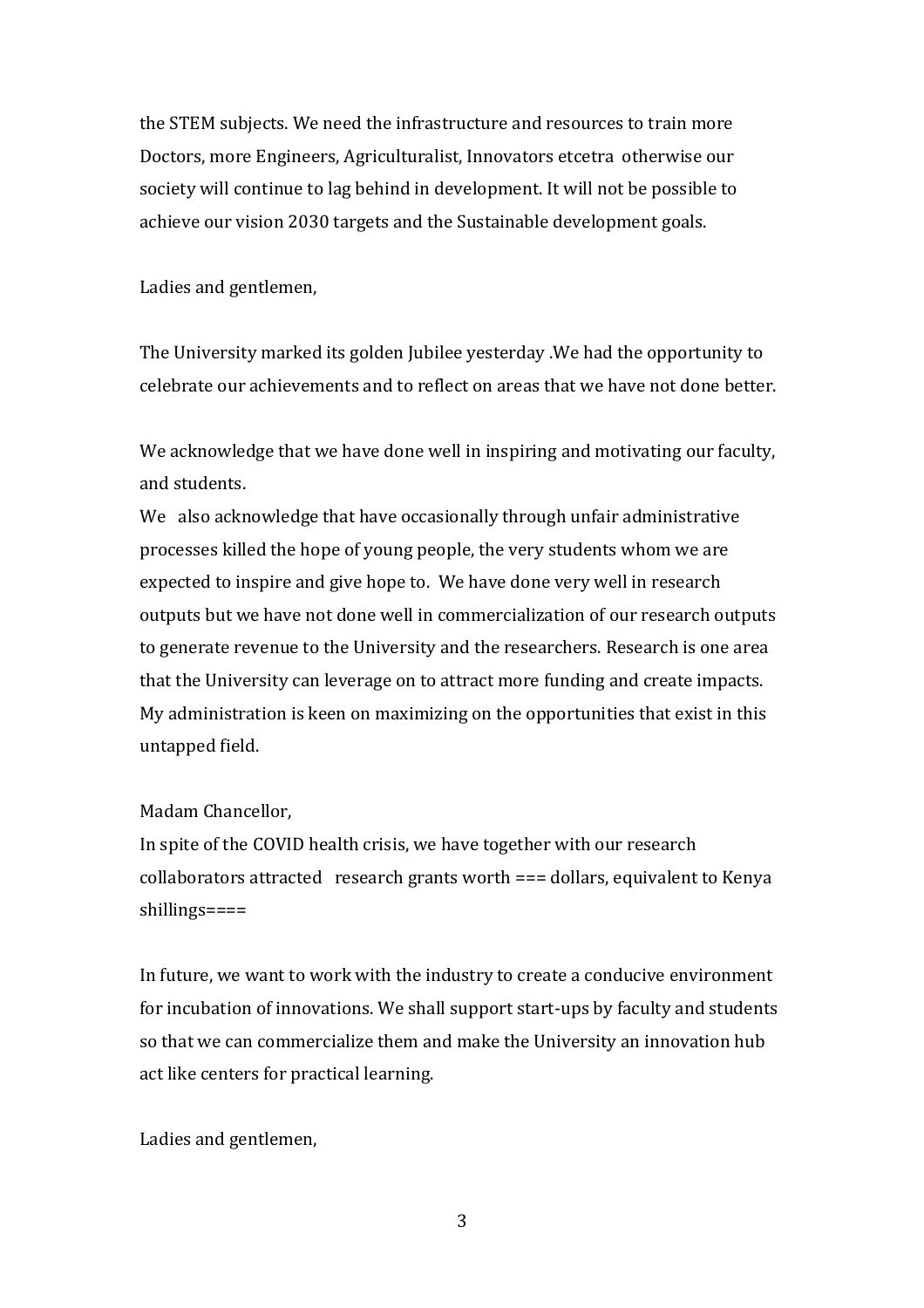the STEM subjects. We need the infrastructure and resources to train more Doctors, more Engineers, Agriculturalist, Innovators etcetra otherwise our society will continue to lag behind in development. It will not be possible to achieve our vision 2030 targets and the Sustainable development goals.

Ladies and gentlemen,

The University marked its golden Jubilee yesterday .We had the opportunity to celebrate our achievements and to reflect on areas that we have not done better.

We acknowledge that we have done well in inspiring and motivating our faculty, and students.
We also acknowledge that have occasionally through unfair administrative processes killed the hope of young people, the very students whom we are expected to inspire and give hope to. We have done very well in research outputs but we have not done well in commercialization of our research outputs to generate revenue to the University and the researchers. Research is one area that the University can leverage on to attract more funding and create impacts. My administration is keen on maximizing on the opportunities that exist in this untapped field.

Madam Chancellor,
In spite of the COVID health crisis, we have together with our research collaborators attracted research grants worth === dollars, equivalent to Kenya shillings====

In future, we want to work with the industry to create a conducive environment for incubation of innovations. We shall support start-ups by faculty and students so that we can commercialize them and make the University an innovation hub act like centers for practical learning.

Ladies and gentlemen,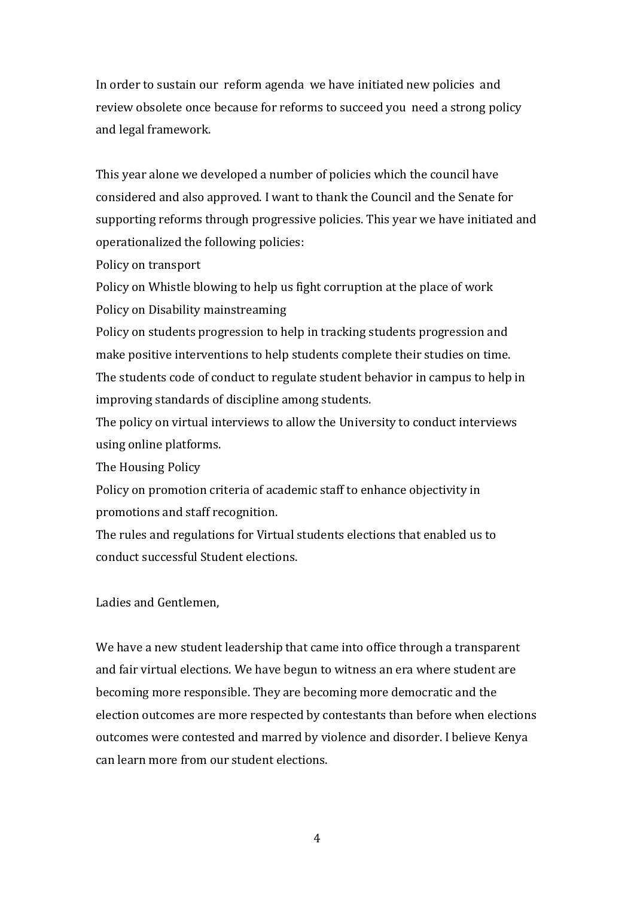In order to sustain our reform agenda we have initiated new policies and review obsolete once because for reforms to succeed you need a strong policy and legal framework.

This year alone we developed a number of policies which the council have considered and also approved. I want to thank the Council and the Senate for supporting reforms through progressive policies. This year we have initiated and operationalized the following policies:

Policy on transport

Policy on Whistle blowing to help us fight corruption at the place of work

Policy on Disability mainstreaming

Policy on students progression to help in tracking students progression and make positive interventions to help students complete their studies on time.

The students code of conduct to regulate student behavior in campus to help in improving standards of discipline among students.

The policy on virtual interviews to allow the University to conduct interviews using online platforms.

The Housing Policy

Policy on promotion criteria of academic staff to enhance objectivity in promotions and staff recognition.

The rules and regulations for Virtual students elections that enabled us to conduct successful Student elections.

Ladies and Gentlemen,

We have a new student leadership that came into office through a transparent and fair virtual elections. We have begun to witness an era where student are becoming more responsible. They are becoming more democratic and the election outcomes are more respected by contestants than before when elections outcomes were contested and marred by violence and disorder. I believe Kenya can learn more from our student elections.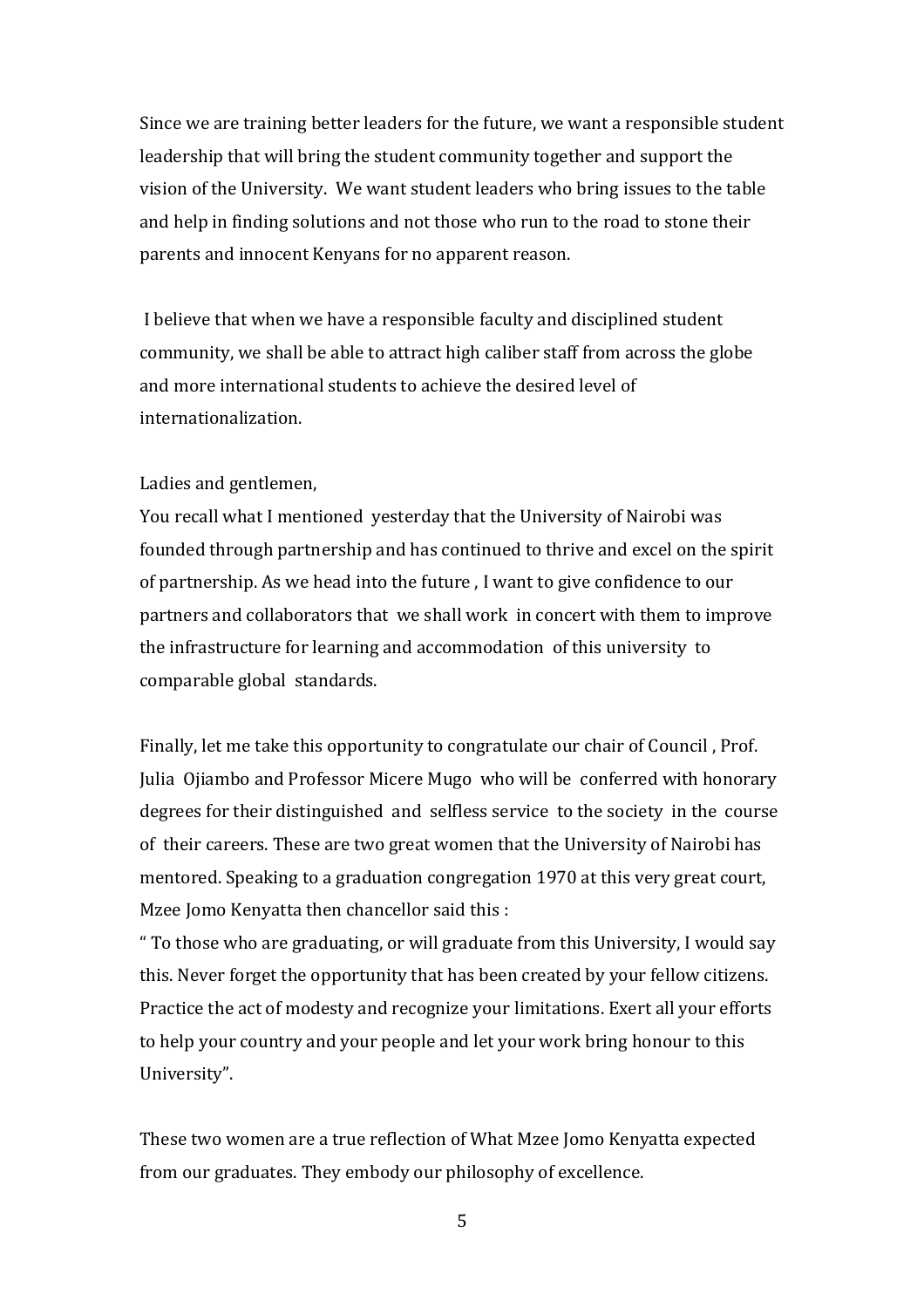Since we are training better leaders for the future, we want a responsible student leadership that will bring the student community together and support the vision of the University. We want student leaders who bring issues to the table and help in finding solutions and not those who run to the road to stone their parents and innocent Kenyans for no apparent reason.

I believe that when we have a responsible faculty and disciplined student community, we shall be able to attract high caliber staff from across the globe and more international students to achieve the desired level of internationalization.

Ladies and gentlemen,
You recall what I mentioned yesterday that the University of Nairobi was founded through partnership and has continued to thrive and excel on the spirit of partnership. As we head into the future , I want to give confidence to our partners and collaborators that we shall work in concert with them to improve the infrastructure for learning and accommodation of this university to comparable global standards.

Finally, let me take this opportunity to congratulate our chair of Council , Prof. Julia Ojiambo and Professor Micere Mugo who will be conferred with honorary degrees for their distinguished and selfless service to the society in the course of their careers. These are two great women that the University of Nairobi has mentored. Speaking to a graduation congregation 1970 at this very great court, Mzee Jomo Kenyatta then chancellor said this :
" To those who are graduating, or will graduate from this University, I would say this. Never forget the opportunity that has been created by your fellow citizens. Practice the act of modesty and recognize your limitations. Exert all your efforts to help your country and your people and let your work bring honour to this University".

These two women are a true reflection of What Mzee Jomo Kenyatta expected from our graduates. They embody our philosophy of excellence.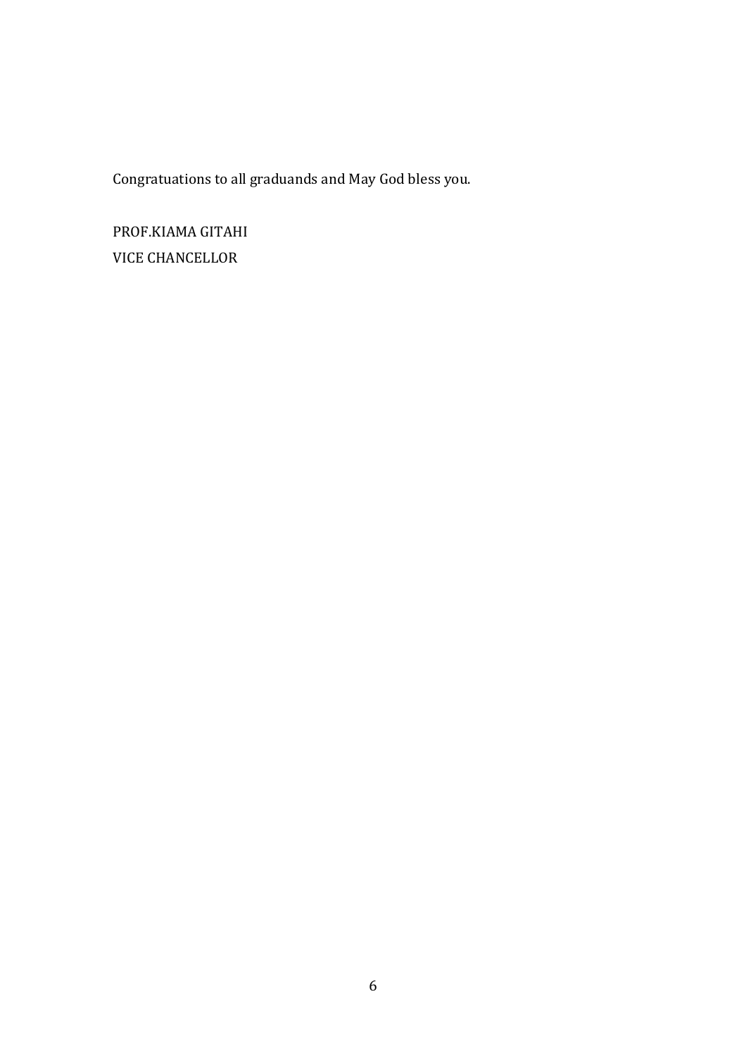Congratuations to all graduands and May God bless you.

PROF.KIAMA GITAHI  
VICE CHANCELLOR